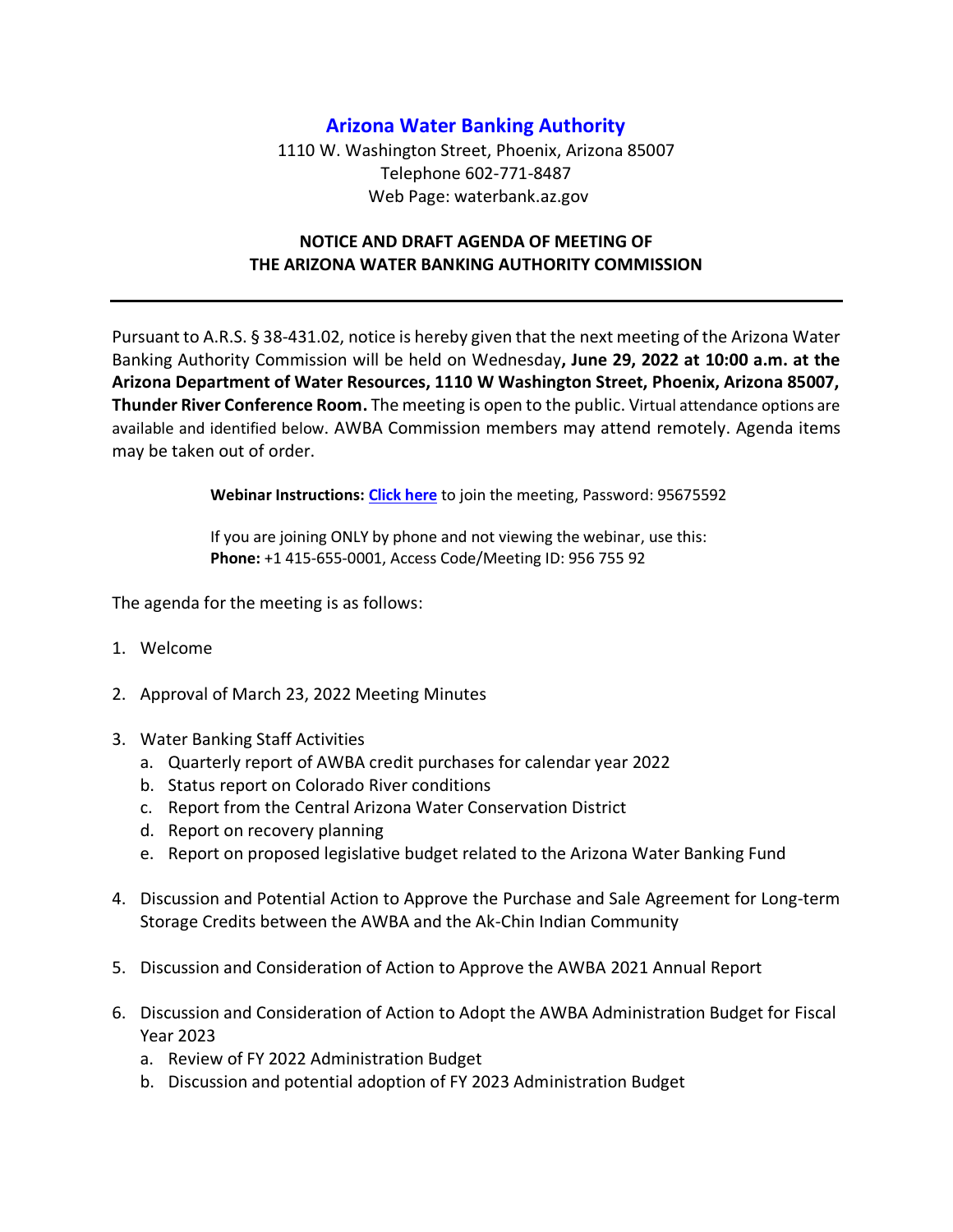# Arizona Water Banking Authority

1110 W. Washington Street, Phoenix, Arizona 85007
Telephone 602-771-8487
Web Page: waterbank.az.gov

## NOTICE AND DRAFT AGENDA OF MEETING OF THE ARIZONA WATER BANKING AUTHORITY COMMISSION

---

Pursuant to A.R.S. § 38-431.02, notice is hereby given that the next meeting of the Arizona Water Banking Authority Commission will be held on Wednesday**, June 29, 2022 at 10:00 a.m. at the Arizona Department of Water Resources, 1110 W Washington Street, Phoenix, Arizona 85007, Thunder River Conference Room.** The meeting is open to the public. Virtual attendance options are available and identified below. AWBA Commission members may attend remotely. Agenda items may be taken out of order.

**Webinar Instructions:** **Click here** to join the meeting, Password: 95675592

If you are joining ONLY by phone and not viewing the webinar, use this:
**Phone:** +1 415-655-0001, Access Code/Meeting ID: 956 755 92

The agenda for the meeting is as follows:

1. Welcome

2. Approval of March 23, 2022 Meeting Minutes

3. Water Banking Staff Activities
   a. Quarterly report of AWBA credit purchases for calendar year 2022
   b. Status report on Colorado River conditions
   c. Report from the Central Arizona Water Conservation District
   d. Report on recovery planning
   e. Report on proposed legislative budget related to the Arizona Water Banking Fund

4. Discussion and Potential Action to Approve the Purchase and Sale Agreement for Long-term Storage Credits between the AWBA and the Ak-Chin Indian Community

5. Discussion and Consideration of Action to Approve the AWBA 2021 Annual Report

6. Discussion and Consideration of Action to Adopt the AWBA Administration Budget for Fiscal Year 2023
   a. Review of FY 2022 Administration Budget
   b. Discussion and potential adoption of FY 2023 Administration Budget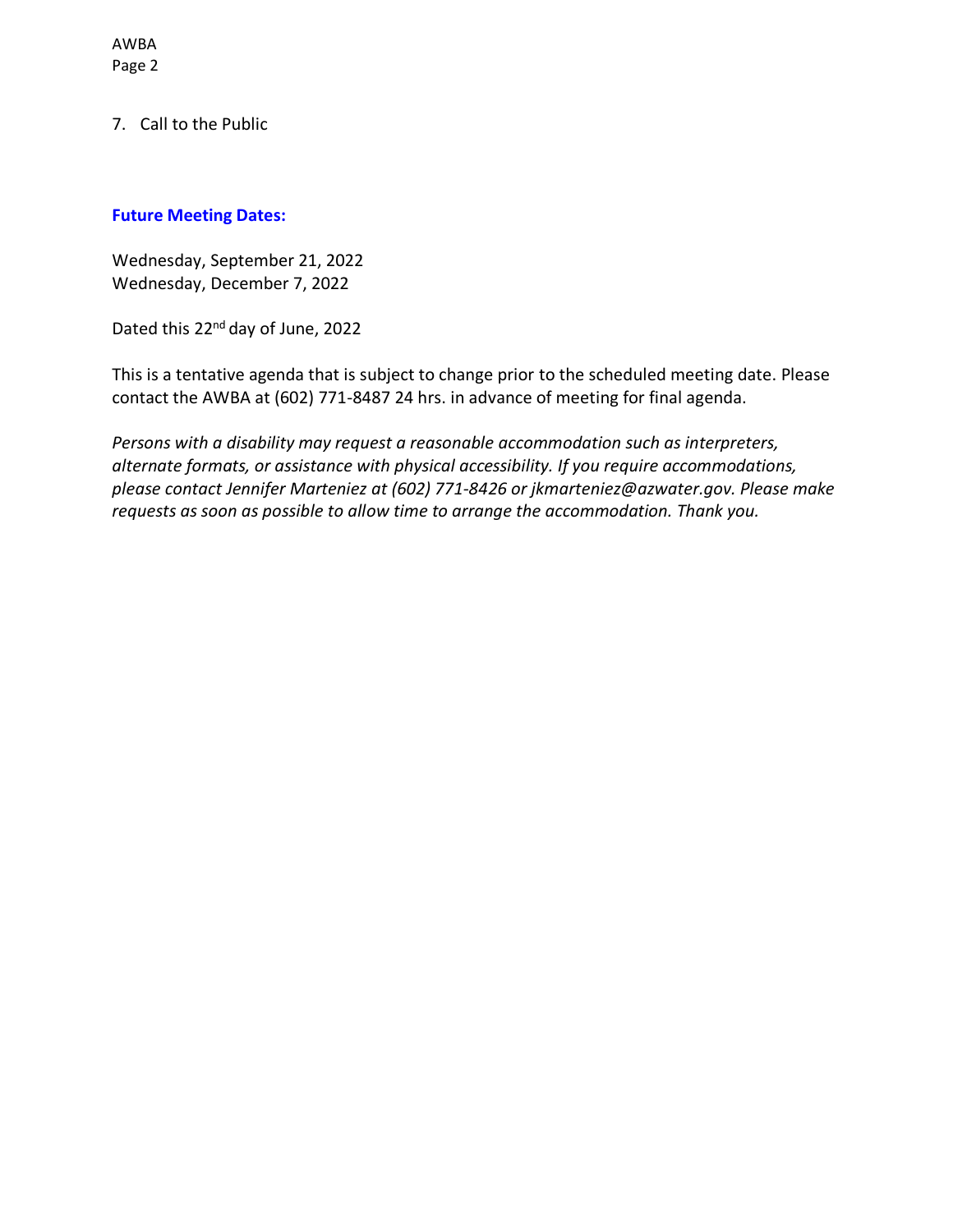7. Call to the Public

**Future Meeting Dates:**

Wednesday, September 21, 2022
Wednesday, December 7, 2022

Dated this 22nd day of June, 2022

This is a tentative agenda that is subject to change prior to the scheduled meeting date. Please contact the AWBA at (602) 771-8487 24 hrs. in advance of meeting for final agenda.

*Persons with a disability may request a reasonable accommodation such as interpreters, alternate formats, or assistance with physical accessibility. If you require accommodations, please contact Jennifer Marteniez at (602) 771-8426 or jkmarteniez@azwater.gov. Please make requests as soon as possible to allow time to arrange the accommodation. Thank you.*